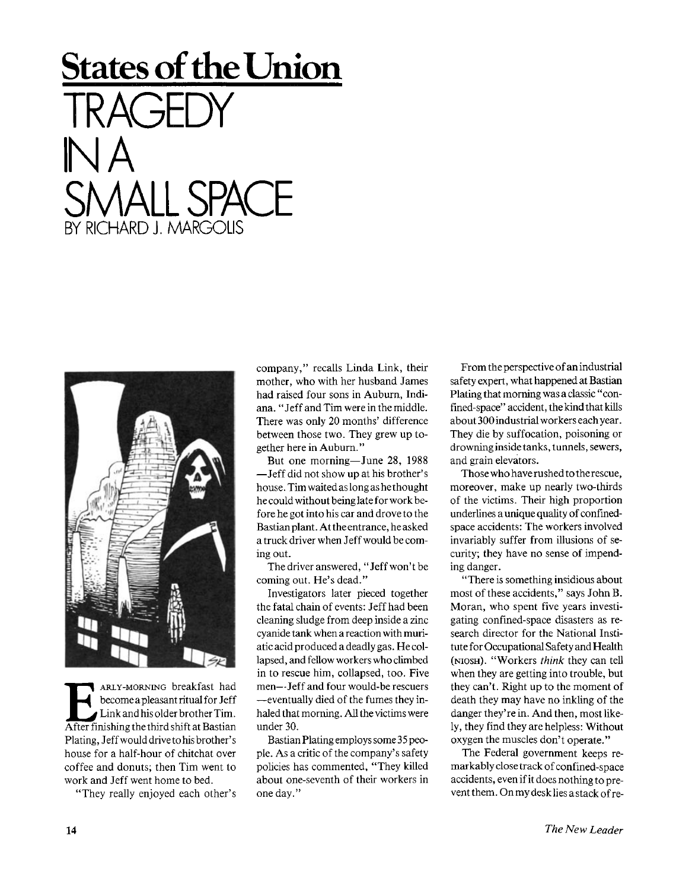**States of the Union**

# TRAGEDY IN A SMALL SPACE

BY RICHARD J. MARGOLIS

Early-morning breakfast had become a pleasant ritual for Jeff Link and his older brother Tim. After finishing the third shift at Bastian Plating, Jeff would drive to his brother's house for a half-hour of chitchat over coffee and donuts; then Tim went to work and Jeff went home to bed.

"They really enjoyed each other's company," recalls Linda Link, their mother, who with her husband James had raised four sons in Auburn, Indiana. "Jeff and Tim were in the middle. There was only 20 months' difference between those two. They grew up together here in Auburn."

But one morning—June 28, 1988—Jeff did not show up at his brother's house. Tim waited as long as he thought he could without being late for work before he got into his car and drove to the Bastian plant. At the entrance, he asked a truck driver when Jeff would be coming out.

The driver answered, "Jeff won't be coming out. He's dead."

Investigators later pieced together the fatal chain of events: Jeff had been cleaning sludge from deep inside a zinc cyanide tank when a reaction with muriatic acid produced a deadly gas. He collapsed, and fellow workers who climbed in to rescue him, collapsed, too. Five men—Jeff and four would-be rescuers—eventually died of the fumes they inhaled that morning. All the victims were under 30.

Bastian Plating employs some 35 people. As a critic of the company's safety policies has commented, "They killed about one-seventh of their workers in one day."

From the perspective of an industrial safety expert, what happened at Bastian Plating that morning was a classic "confined-space" accident, the kind that kills about 300 industrial workers each year. They die by suffocation, poisoning or drowning inside tanks, tunnels, sewers, and grain elevators.

Those who have rushed to the rescue, moreover, make up nearly two-thirds of the victims. Their high proportion underlines a unique quality of confined-space accidents: The workers involved invariably suffer from illusions of security; they have no sense of impending danger.

"There is something insidious about most of these accidents," says John B. Moran, who spent five years investigating confined-space disasters as research director for the National Institute for Occupational Safety and Health (NIOSH). "Workers *think* they can tell when they are getting into trouble, but they can't. Right up to the moment of death they may have no inkling of the danger they're in. And then, most likely, they find they are helpless: Without oxygen the muscles don't operate."

The Federal government keeps remarkably close track of confined-space accidents, even if it does nothing to prevent them. On my desk lies a stack of re-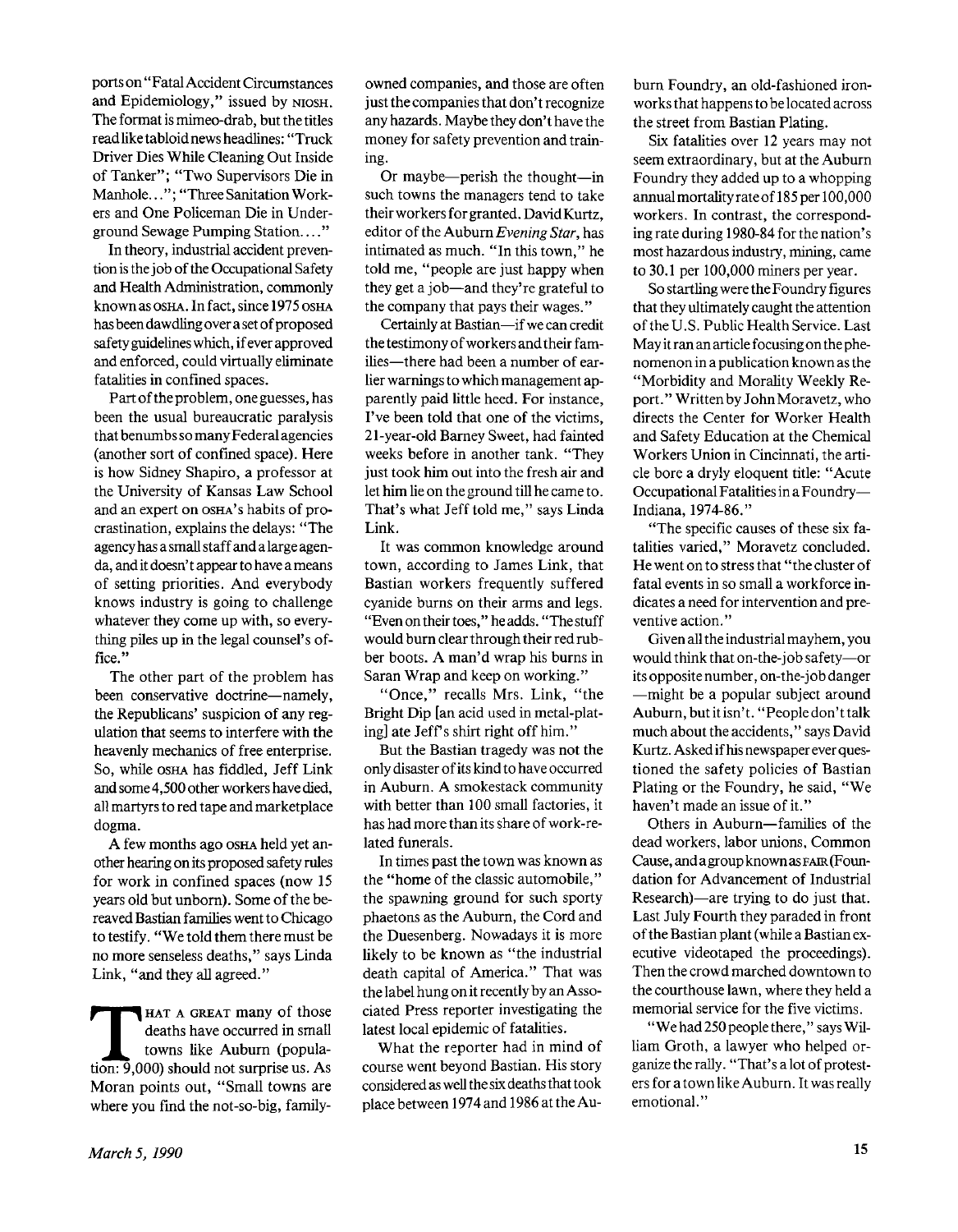ports on "Fatal Accident Circumstances and Epidemiology," issued by NIOSH. The format is mimeo-drab, but the titles read like tabloid news headlines: "Truck Driver Dies While Cleaning Out Inside of Tanker"; "Two Supervisors Die in Manhole..."; "Three Sanitation Workers and One Policeman Die in Underground Sewage Pumping Station...."

In theory, industrial accident prevention is the job of the Occupational Safety and Health Administration, commonly known as OSHA. In fact, since 1975 OSHA has been dawdling over a set of proposed safety guidelines which, if ever approved and enforced, could virtually eliminate fatalities in confined spaces.

Part of the problem, one guesses, has been the usual bureaucratic paralysis that benumbs so many Federal agencies (another sort of confined space). Here is how Sidney Shapiro, a professor at the University of Kansas Law School and an expert on OSHA's habits of procrastination, explains the delays: "The agency has a small staff and a large agenda, and it doesn't appear to have a means of setting priorities. And everybody knows industry is going to challenge whatever they come up with, so everything piles up in the legal counsel's office."

The other part of the problem has been conservative doctrine—namely, the Republicans' suspicion of any regulation that seems to interfere with the heavenly mechanics of free enterprise. So, while OSHA has fiddled, Jeff Link and some 4,500 other workers have died, all martyrs to red tape and marketplace dogma.

A few months ago OSHA held yet another hearing on its proposed safety rules for work in confined spaces (now 15 years old but unborn). Some of the bereaved Bastian families went to Chicago to testify. "We told them there must be no more senseless deaths," says Linda Link, "and they all agreed."

That a great many of those deaths have occurred in small towns like Auburn (population: 9,000) should not surprise us. As Moran points out, "Small towns are where you find the not-so-big, family-owned companies, and those are often just the companies that don't recognize any hazards. Maybe they don't have the money for safety prevention and training.

Or maybe—perish the thought—in such towns the managers tend to take their workers for granted. David Kurtz, editor of the Auburn *Evening Star*, has intimated as much. "In this town," he told me, "people are just happy when they get a job—and they're grateful to the company that pays their wages."

Certainly at Bastian—if we can credit the testimony of workers and their families—there had been a number of earlier warnings to which management apparently paid little heed. For instance, I've been told that one of the victims, 21-year-old Barney Sweet, had fainted weeks before in another tank. "They just took him out into the fresh air and let him lie on the ground till he came to. That's what Jeff told me," says Linda Link.

It was common knowledge around town, according to James Link, that Bastian workers frequently suffered cyanide burns on their arms and legs. "Even on their toes," he adds. "The stuff would burn clear through their red rubber boots. A man'd wrap his burns in Saran Wrap and keep on working."

"Once," recalls Mrs. Link, "the Bright Dip [an acid used in metal-plating] ate Jeff's shirt right off him."

But the Bastian tragedy was not the only disaster of its kind to have occurred in Auburn. A smokestack community with better than 100 small factories, it has had more than its share of work-related funerals.

In times past the town was known as the "home of the classic automobile," the spawning ground for such sporty phaetons as the Auburn, the Cord and the Duesenberg. Nowadays it is more likely to be known as "the industrial death capital of America." That was the label hung on it recently by an Associated Press reporter investigating the latest local epidemic of fatalities.

What the reporter had in mind of course went beyond Bastian. His story considered as well the six deaths that took place between 1974 and 1986 at the Auburn Foundry, an old-fashioned ironworks that happens to be located across the street from Bastian Plating.

Six fatalities over 12 years may not seem extraordinary, but at the Auburn Foundry they added up to a whopping annual mortality rate of 185 per 100,000 workers. In contrast, the corresponding rate during 1980-84 for the nation's most hazardous industry, mining, came to 30.1 per 100,000 miners per year.

So startling were the Foundry figures that they ultimately caught the attention of the U.S. Public Health Service. Last May it ran an article focusing on the phenomenon in a publication known as the "Morbidity and Morality Weekly Report." Written by John Moravetz, who directs the Center for Worker Health and Safety Education at the Chemical Workers Union in Cincinnati, the article bore a dryly eloquent title: "Acute Occupational Fatalities in a Foundry—Indiana, 1974-86."

"The specific causes of these six fatalities varied," Moravetz concluded. He went on to stress that "the cluster of fatal events in so small a workforce indicates a need for intervention and preventive action."

Given all the industrial mayhem, you would think that on-the-job safety—or its opposite number, on-the-job danger—might be a popular subject around Auburn, but it isn't. "People don't talk much about the accidents," says David Kurtz. Asked if his newspaper ever questioned the safety policies of Bastian Plating or the Foundry, he said, "We haven't made an issue of it."

Others in Auburn—families of the dead workers, labor unions, Common Cause, and a group known as FAIR (Foundation for Advancement of Industrial Research)—are trying to do just that. Last July Fourth they paraded in front of the Bastian plant (while a Bastian executive videotaped the proceedings). Then the crowd marched downtown to the courthouse lawn, where they held a memorial service for the five victims.

"We had 250 people there," says William Groth, a lawyer who helped organize the rally. "That's a lot of protesters for a town like Auburn. It was really emotional."